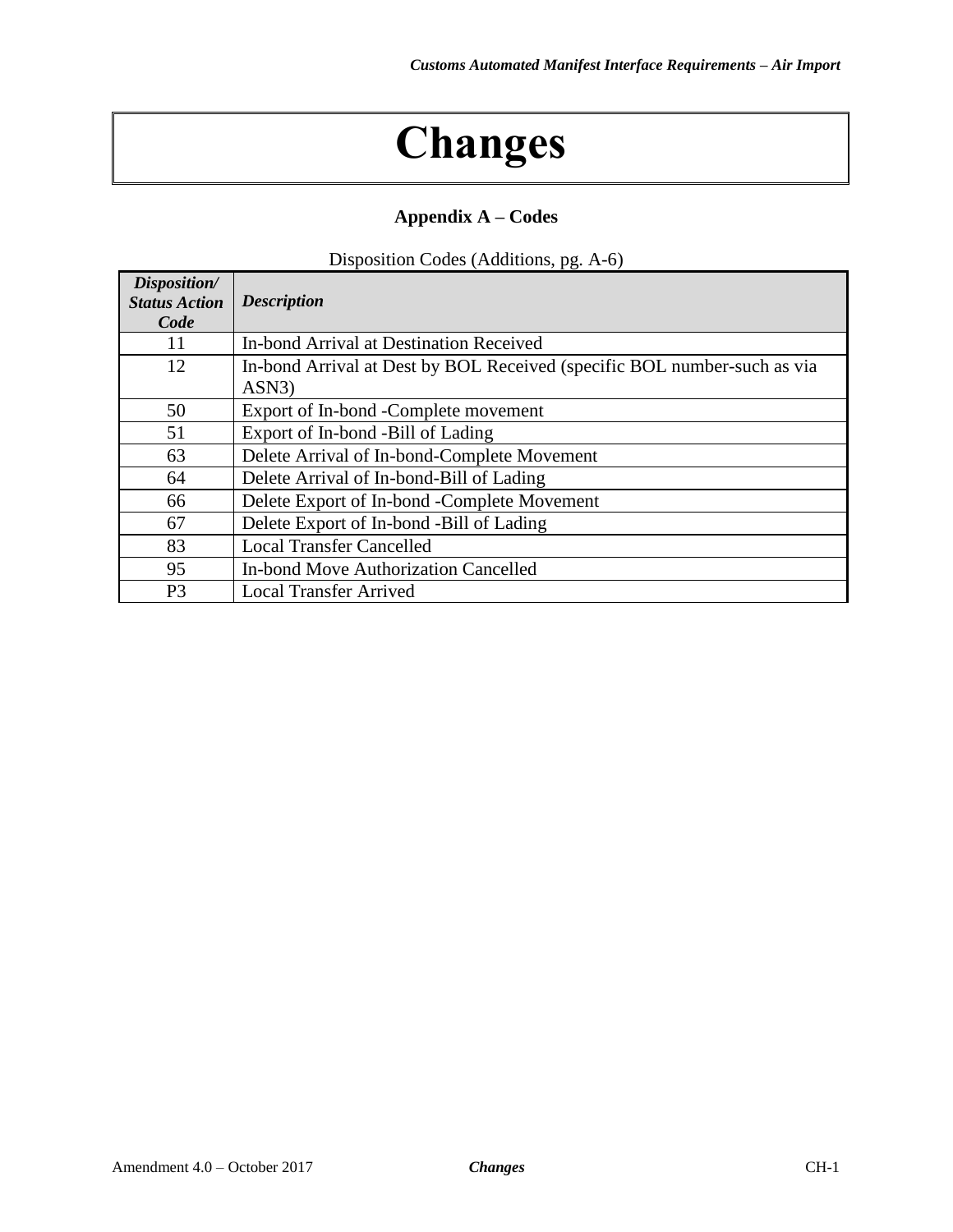# Changes

## Appendix A – Codes

Disposition Codes (Additions, pg. A-6)

| *Disposition/ Status Action Code* | *Description* |
|---|---|
| 11 | In-bond Arrival at Destination Received |
| 12 | In-bond Arrival at Dest by BOL Received (specific BOL number-such as via ASN3) |
| 50 | Export of In-bond -Complete movement |
| 51 | Export of In-bond -Bill of Lading |
| 63 | Delete Arrival of In-bond-Complete Movement |
| 64 | Delete Arrival of In-bond-Bill of Lading |
| 66 | Delete Export of In-bond -Complete Movement |
| 67 | Delete Export of In-bond -Bill of Lading |
| 83 | Local Transfer Cancelled |
| 95 | In-bond Move Authorization Cancelled |
| P3 | Local Transfer Arrived |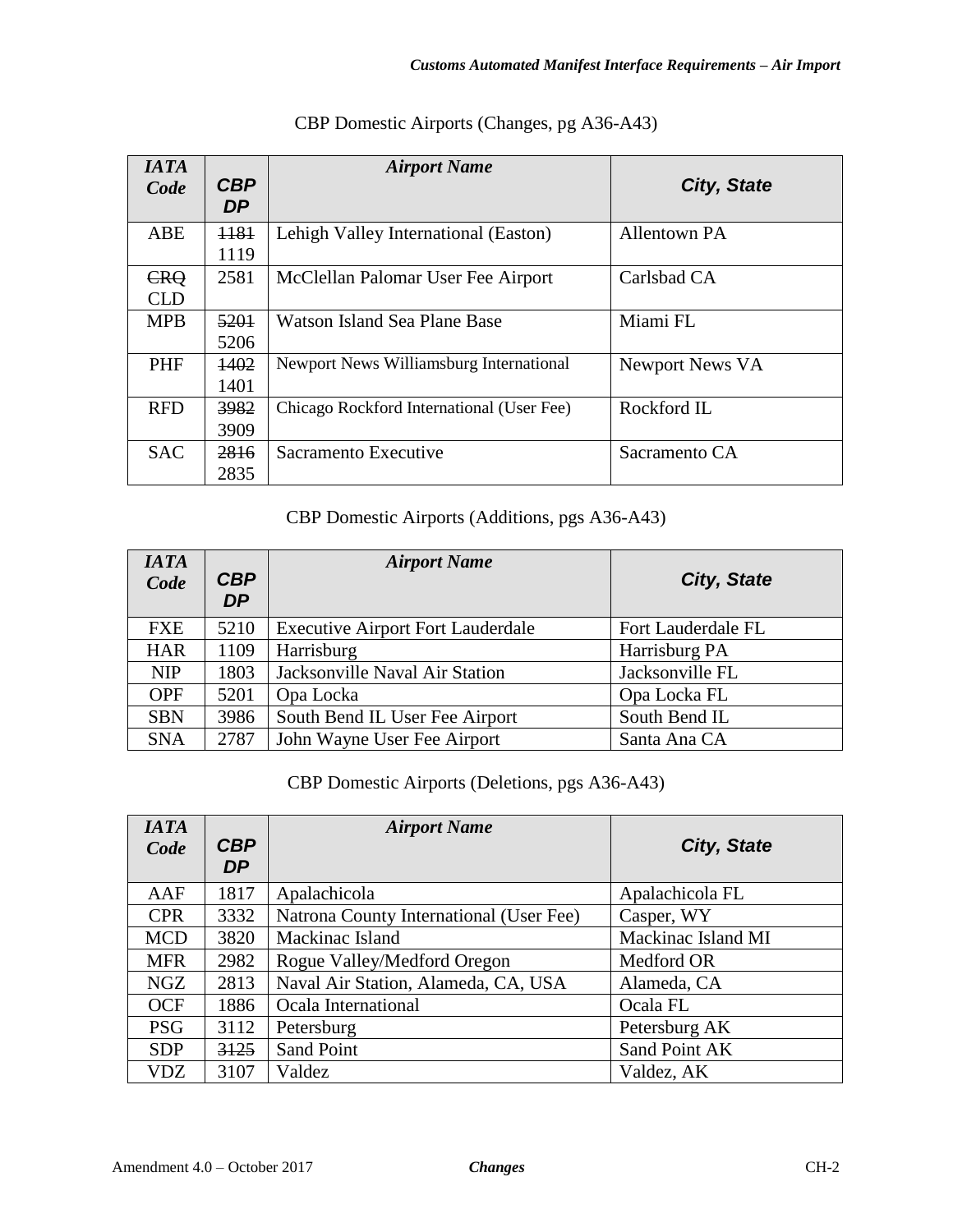CBP Domestic Airports (Changes, pg A36-A43)

| *IATA Code* | ***CBP DP*** | ***Airport Name*** | ***City, State*** |
|---|---|---|---|
| ABE | ~~1181~~ 1119 | Lehigh Valley International (Easton) | Allentown PA |
| ~~CRQ~~ CLD | 2581 | McClellan Palomar User Fee Airport | Carlsbad CA |
| MPB | ~~5201~~ 5206 | Watson Island Sea Plane Base | Miami FL |
| PHF | ~~1402~~ 1401 | Newport News Williamsburg International | Newport News VA |
| RFD | ~~3982~~ 3909 | Chicago Rockford International (User Fee) | Rockford IL |
| SAC | ~~2816~~ 2835 | Sacramento Executive | Sacramento CA |

CBP Domestic Airports (Additions, pgs A36-A43)

| *IATA Code* | ***CBP DP*** | ***Airport Name*** | ***City, State*** |
|---|---|---|---|
| FXE | 5210 | Executive Airport Fort Lauderdale | Fort Lauderdale FL |
| HAR | 1109 | Harrisburg | Harrisburg PA |
| NIP | 1803 | Jacksonville Naval Air Station | Jacksonville FL |
| OPF | 5201 | Opa Locka | Opa Locka FL |
| SBN | 3986 | South Bend IL User Fee Airport | South Bend IL |
| SNA | 2787 | John Wayne User Fee Airport | Santa Ana CA |

CBP Domestic Airports (Deletions, pgs A36-A43)

| *IATA Code* | ***CBP DP*** | ***Airport Name*** | ***City, State*** |
|---|---|---|---|
| AAF | 1817 | Apalachicola | Apalachicola FL |
| CPR | 3332 | Natrona County International (User Fee) | Casper, WY |
| MCD | 3820 | Mackinac Island | Mackinac Island MI |
| MFR | 2982 | Rogue Valley/Medford Oregon | Medford OR |
| NGZ | 2813 | Naval Air Station, Alameda, CA, USA | Alameda, CA |
| OCF | 1886 | Ocala International | Ocala FL |
| PSG | 3112 | Petersburg | Petersburg AK |
| SDP | ~~3125~~ | Sand Point | Sand Point AK |
| VDZ | 3107 | Valdez | Valdez, AK |